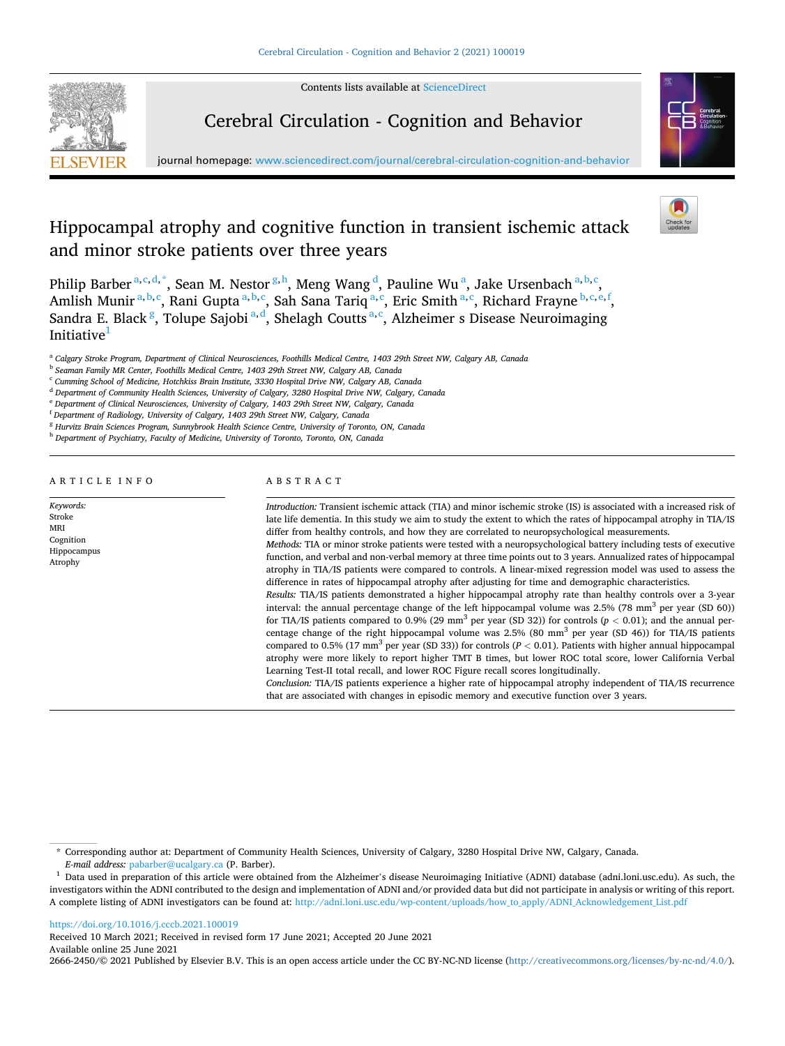# Hippocampal atrophy and cognitive function in transient ischemic attack and minor stroke patients over three years

Philip Barber[a,c,d,*], Sean M. Nestor[g,h], Meng Wang[d], Pauline Wu[a], Jake Ursenbach[a,b,c], Amlish Munir[a,b,c], Rani Gupta[a,b,c], Sah Sana Tariq[a,c], Eric Smith[a,c], Richard Frayne[b,c,e,f], Sandra E. Black[g], Tolupe Sajobi[a,d], Shelagh Coutts[a,c], Alzheimer s Disease Neuroimaging Initiative[1]

[a] Calgary Stroke Program, Department of Clinical Neurosciences, Foothills Medical Centre, 1403 29th Street NW, Calgary AB, Canada
[b] Seaman Family MR Center, Foothills Medical Centre, 1403 29th Street NW, Calgary AB, Canada
[c] Cumming School of Medicine, Hotchkiss Brain Institute, 3330 Hospital Drive NW, Calgary AB, Canada
[d] Department of Community Health Sciences, University of Calgary, 3280 Hospital Drive NW, Calgary, Canada
[e] Department of Clinical Neurosciences, University of Calgary, 1403 29th Street NW, Calgary, Canada
[f] Department of Radiology, University of Calgary, 1403 29th Street NW, Calgary, Canada
[g] Hurvitz Brain Sciences Program, Sunnybrook Health Science Centre, University of Toronto, ON, Canada
[h] Department of Psychiatry, Faculty of Medicine, University of Toronto, Toronto, ON, Canada

## ARTICLE INFO

*Keywords:*
Stroke
MRI
Cognition
Hippocampus
Atrophy

## ABSTRACT

*Introduction:* Transient ischemic attack (TIA) and minor ischemic stroke (IS) is associated with a increased risk of late life dementia. In this study we aim to study the extent to which the rates of hippocampal atrophy in TIA/IS differ from healthy controls, and how they are correlated to neuropsychological measurements.

*Methods:* TIA or minor stroke patients were tested with a neuropsychological battery including tests of executive function, and verbal and non-verbal memory at three time points out to 3 years. Annualized rates of hippocampal atrophy in TIA/IS patients were compared to controls. A linear-mixed regression model was used to assess the difference in rates of hippocampal atrophy after adjusting for time and demographic characteristics.

*Results:* TIA/IS patients demonstrated a higher hippocampal atrophy rate than healthy controls over a 3-year interval: the annual percentage change of the left hippocampal volume was 2.5% (78 $mm^3$ per year (SD 60)) for TIA/IS patients compared to 0.9% (29 $mm^3$ per year (SD 32)) for controls ($p < 0.01$); and the annual percentage change of the right hippocampal volume was 2.5% (80 $mm^3$ per year (SD 46)) for TIA/IS patients compared to 0.5% (17 $mm^3$ per year (SD 33)) for controls ($P < 0.01$). Patients with higher annual hippocampal atrophy were more likely to report higher TMT B times, but lower ROC total score, lower California Verbal Learning Test-II total recall, and lower ROC Figure recall scores longitudinally.

*Conclusion:* TIA/IS patients experience a higher rate of hippocampal atrophy independent of TIA/IS recurrence that are associated with changes in episodic memory and executive function over 3 years.

---

\* Corresponding author at: Department of Community Health Sciences, University of Calgary, 3280 Hospital Drive NW, Calgary, Canada.
*E-mail address:* pabarber@ucalgary.ca (P. Barber).

[1] Data used in preparation of this article were obtained from the Alzheimer's disease Neuroimaging Initiative (ADNI) database (adni.loni.usc.edu). As such, the investigators within the ADNI contributed to the design and implementation of ADNI and/or provided data but did not participate in analysis or writing of this report. A complete listing of ADNI investigators can be found at: http://adni.loni.usc.edu/wp-content/uploads/how_to_apply/ADNI_Acknowledgement_List.pdf

https://doi.org/10.1016/j.cccb.2021.100019
Received 10 March 2021; Received in revised form 17 June 2021; Accepted 20 June 2021
Available online 25 June 2021
2666-2450/© 2021 Published by Elsevier B.V. This is an open access article under the CC BY-NC-ND license (http://creativecommons.org/licenses/by-nc-nd/4.0/).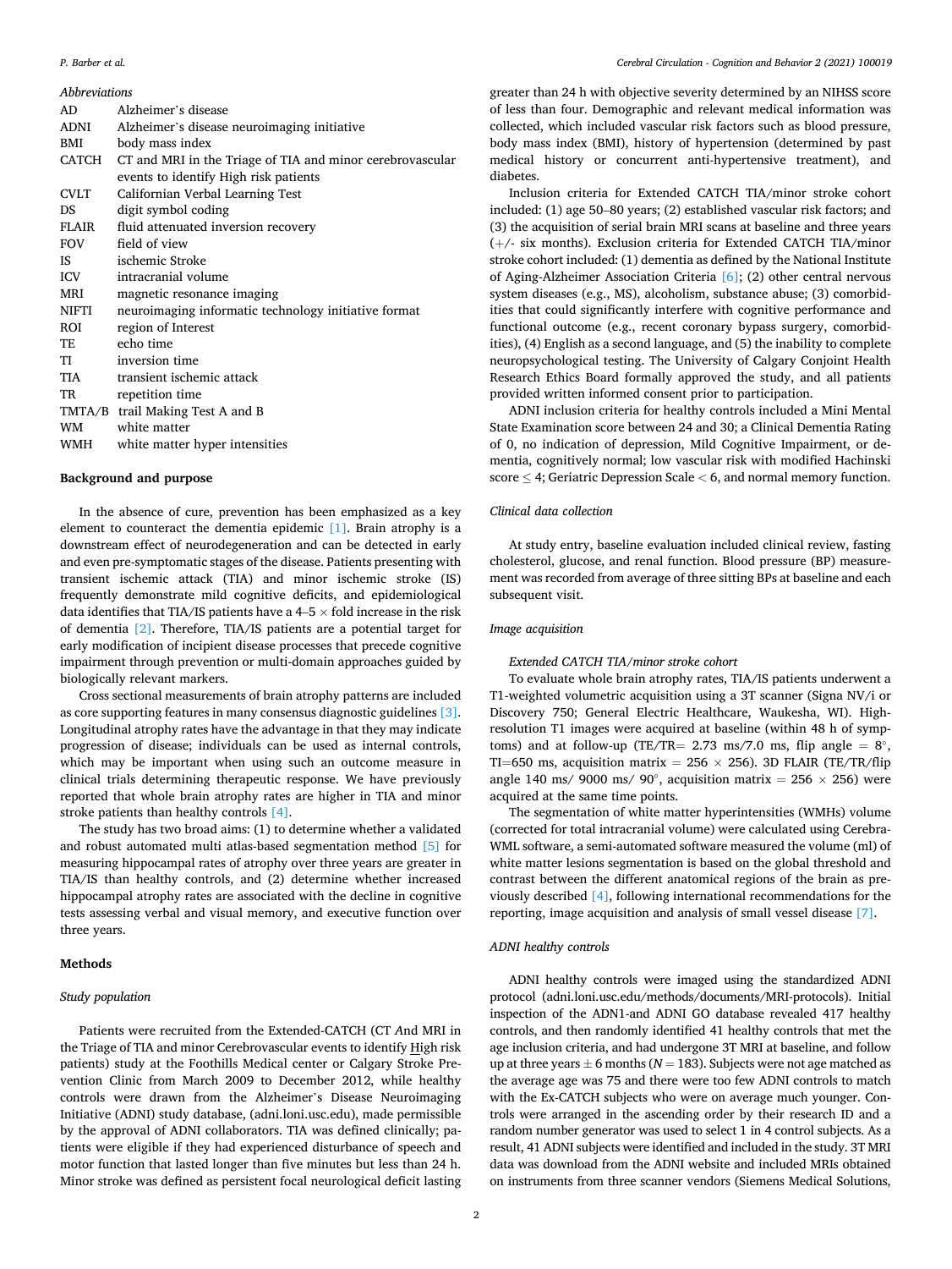*Abbreviations*

| | |
|---|---|
| AD | Alzheimer's disease |
| ADNI | Alzheimer's disease neuroimaging initiative |
| BMI | body mass index |
| CATCH | CT and MRI in the Triage of TIA and minor cerebrovascular events to identify High risk patients |
| CVLT | Californian Verbal Learning Test |
| DS | digit symbol coding |
| FLAIR | fluid attenuated inversion recovery |
| FOV | field of view |
| IS | ischemic Stroke |
| ICV | intracranial volume |
| MRI | magnetic resonance imaging |
| NIFTI | neuroimaging informatic technology initiative format |
| ROI | region of Interest |
| TE | echo time |
| TI | inversion time |
| TIA | transient ischemic attack |
| TR | repetition time |
| TMTA/B | trail Making Test A and B |
| WM | white matter |
| WMH | white matter hyper intensities |

## Background and purpose

In the absence of cure, prevention has been emphasized as a key element to counteract the dementia epidemic [1]. Brain atrophy is a downstream effect of neurodegeneration and can be detected in early and even pre-symptomatic stages of the disease. Patients presenting with transient ischemic attack (TIA) and minor ischemic stroke (IS) frequently demonstrate mild cognitive deficits, and epidemiological data identifies that TIA/IS patients have a 4–5 × fold increase in the risk of dementia [2]. Therefore, TIA/IS patients are a potential target for early modification of incipient disease processes that precede cognitive impairment through prevention or multi-domain approaches guided by biologically relevant markers.

Cross sectional measurements of brain atrophy patterns are included as core supporting features in many consensus diagnostic guidelines [3]. Longitudinal atrophy rates have the advantage in that they may indicate progression of disease; individuals can be used as internal controls, which may be important when using such an outcome measure in clinical trials determining therapeutic response. We have previously reported that whole brain atrophy rates are higher in TIA and minor stroke patients than healthy controls [4].

The study has two broad aims: (1) to determine whether a validated and robust automated multi atlas-based segmentation method [5] for measuring hippocampal rates of atrophy over three years are greater in TIA/IS than healthy controls, and (2) determine whether increased hippocampal atrophy rates are associated with the decline in cognitive tests assessing verbal and visual memory, and executive function over three years.

## Methods

### Study population

Patients were recruited from the Extended-CATCH (CT *A*nd MRI in the Triage of TIA and minor Cerebrovascular events to identify High risk patients) study at the Foothills Medical center or Calgary Stroke Prevention Clinic from March 2009 to December 2012, while healthy controls were drawn from the Alzheimer's Disease Neuroimaging Initiative (ADNI) study database, (adni.loni.usc.edu), made permissible by the approval of ADNI collaborators. TIA was defined clinically; patients were eligible if they had experienced disturbance of speech and motor function that lasted longer than five minutes but less than 24 h. Minor stroke was defined as persistent focal neurological deficit lasting greater than 24 h with objective severity determined by an NIHSS score of less than four. Demographic and relevant medical information was collected, which included vascular risk factors such as blood pressure, body mass index (BMI), history of hypertension (determined by past medical history or concurrent anti-hypertensive treatment), and diabetes.

Inclusion criteria for Extended CATCH TIA/minor stroke cohort included: (1) age 50–80 years; (2) established vascular risk factors; and (3) the acquisition of serial brain MRI scans at baseline and three years (+/- six months). Exclusion criteria for Extended CATCH TIA/minor stroke cohort included: (1) dementia as defined by the National Institute of Aging-Alzheimer Association Criteria [6]; (2) other central nervous system diseases (e.g., MS), alcoholism, substance abuse; (3) comorbidities that could significantly interfere with cognitive performance and functional outcome (e.g., recent coronary bypass surgery, comorbidities), (4) English as a second language, and (5) the inability to complete neuropsychological testing. The University of Calgary Conjoint Health Research Ethics Board formally approved the study, and all patients provided written informed consent prior to participation.

ADNI inclusion criteria for healthy controls included a Mini Mental State Examination score between 24 and 30; a Clinical Dementia Rating of 0, no indication of depression, Mild Cognitive Impairment, or dementia, cognitively normal; low vascular risk with modified Hachinski score ≤ 4; Geriatric Depression Scale < 6, and normal memory function.

### Clinical data collection

At study entry, baseline evaluation included clinical review, fasting cholesterol, glucose, and renal function. Blood pressure (BP) measurement was recorded from average of three sitting BPs at baseline and each subsequent visit.

### Image acquisition

#### Extended CATCH TIA/minor stroke cohort

To evaluate whole brain atrophy rates, TIA/IS patients underwent a T1-weighted volumetric acquisition using a 3T scanner (Signa NV/i or Discovery 750; General Electric Healthcare, Waukesha, WI). High-resolution T1 images were acquired at baseline (within 48 h of symptoms) and at follow-up (TE/TR= 2.73 ms/7.0 ms, flip angle = 8°, TI=650 ms, acquisition matrix = 256 × 256). 3D FLAIR (TE/TR/flip angle 140 ms/ 9000 ms/ 90°, acquisition matrix = 256 × 256) were acquired at the same time points.

The segmentation of white matter hyperintensities (WMHs) volume (corrected for total intracranial volume) were calculated using Cerebra-WML software, a semi-automated software measured the volume (ml) of white matter lesions segmentation is based on the global threshold and contrast between the different anatomical regions of the brain as previously described [4], following international recommendations for the reporting, image acquisition and analysis of small vessel disease [7].

### ADNI healthy controls

ADNI healthy controls were imaged using the standardized ADNI protocol (adni.loni.usc.edu/methods/documents/MRI-protocols). Initial inspection of the ADN1-and ADNI GO database revealed 417 healthy controls, and then randomly identified 41 healthy controls that met the age inclusion criteria, and had undergone 3T MRI at baseline, and follow up at three years ± 6 months ($N = 183$). Subjects were not age matched as the average age was 75 and there were too few ADNI controls to match with the Ex-CATCH subjects who were on average much younger. Controls were arranged in the ascending order by their research ID and a random number generator was used to select 1 in 4 control subjects. As a result, 41 ADNI subjects were identified and included in the study. 3T MRI data was download from the ADNI website and included MRIs obtained on instruments from three scanner vendors (Siemens Medical Solutions,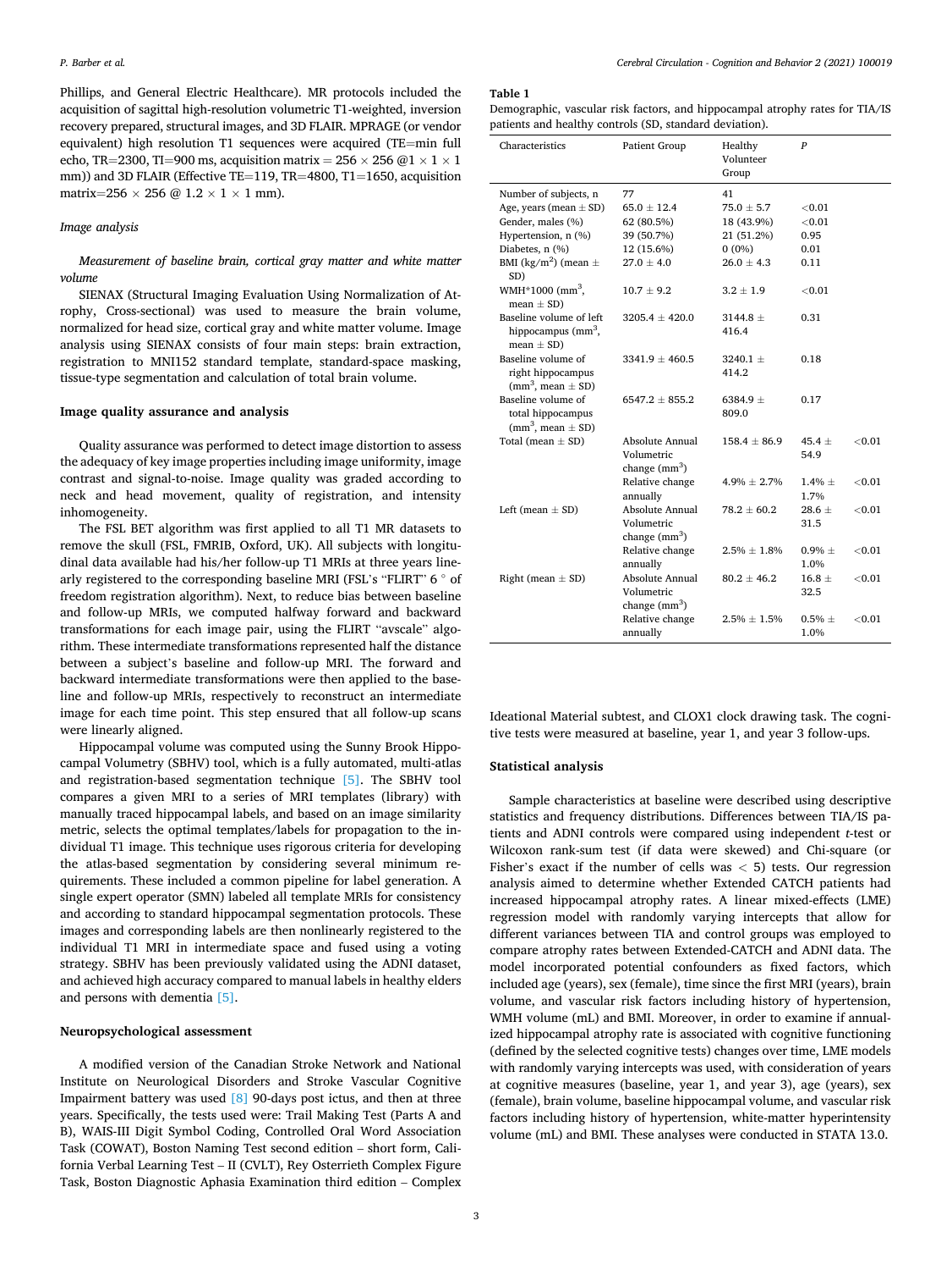Phillips, and General Electric Healthcare). MR protocols included the acquisition of sagittal high-resolution volumetric T1-weighted, inversion recovery prepared, structural images, and 3D FLAIR. MPRAGE (or vendor equivalent) high resolution T1 sequences were acquired (TE=min full echo, TR=2300, TI=900 ms, acquisition matrix = 256 × 256 @1 × 1 × 1 mm)) and 3D FLAIR (Effective TE=119, TR=4800, T1=1650, acquisition matrix=256 × 256 @ 1.2 × 1 × 1 mm).

### Image analysis

*Measurement of baseline brain, cortical gray matter and white matter volume*

SIENAX (Structural Imaging Evaluation Using Normalization of Atrophy, Cross-sectional) was used to measure the brain volume, normalized for head size, cortical gray and white matter volume. Image analysis using SIENAX consists of four main steps: brain extraction, registration to MNI152 standard template, standard-space masking, tissue-type segmentation and calculation of total brain volume.

### Image quality assurance and analysis

Quality assurance was performed to detect image distortion to assess the adequacy of key image properties including image uniformity, image contrast and signal-to-noise. Image quality was graded according to neck and head movement, quality of registration, and intensity inhomogeneity.

The FSL BET algorithm was first applied to all T1 MR datasets to remove the skull (FSL, FMRIB, Oxford, UK). All subjects with longitudinal data available had his/her follow-up T1 MRIs at three years linearly registered to the corresponding baseline MRI (FSL's "FLIRT" 6 ° of freedom registration algorithm). Next, to reduce bias between baseline and follow-up MRIs, we computed halfway forward and backward transformations for each image pair, using the FLIRT "avscale" algorithm. These intermediate transformations represented half the distance between a subject's baseline and follow-up MRI. The forward and backward intermediate transformations were then applied to the baseline and follow-up MRIs, respectively to reconstruct an intermediate image for each time point. This step ensured that all follow-up scans were linearly aligned.

Hippocampal volume was computed using the Sunny Brook Hippocampal Volumetry (SBHV) tool, which is a fully automated, multi-atlas and registration-based segmentation technique [5]. The SBHV tool compares a given MRI to a series of MRI templates (library) with manually traced hippocampal labels, and based on an image similarity metric, selects the optimal templates/labels for propagation to the individual T1 image. This technique uses rigorous criteria for developing the atlas-based segmentation by considering several minimum requirements. These included a common pipeline for label generation. A single expert operator (SMN) labeled all template MRIs for consistency and according to standard hippocampal segmentation protocols. These images and corresponding labels are then nonlinearly registered to the individual T1 MRI in intermediate space and fused using a voting strategy. SBHV has been previously validated using the ADNI dataset, and achieved high accuracy compared to manual labels in healthy elders and persons with dementia [5].

### Neuropsychological assessment

A modified version of the Canadian Stroke Network and National Institute on Neurological Disorders and Stroke Vascular Cognitive Impairment battery was used [8] 90-days post ictus, and then at three years. Specifically, the tests used were: Trail Making Test (Parts A and B), WAIS-III Digit Symbol Coding, Controlled Oral Word Association Task (COWAT), Boston Naming Test second edition – short form, California Verbal Learning Test – II (CVLT), Rey Osterrieth Complex Figure Task, Boston Diagnostic Aphasia Examination third edition – Complex Ideational Material subtest, and CLOX1 clock drawing task. The cognitive tests were measured at baseline, year 1, and year 3 follow-ups.

**Table 1**
Demographic, vascular risk factors, and hippocampal atrophy rates for TIA/IS patients and healthy controls (SD, standard deviation).

| Characteristics | | Patient Group | Healthy Volunteer Group | P |
|---|---|---|---|---|
| Number of subjects, n | | 77 | 41 | |
| Age, years (mean ± SD) | | 65.0 ± 12.4 | 75.0 ± 5.7 | <0.01 |
| Gender, males (%) | | 62 (80.5%) | 18 (43.9%) | <0.01 |
| Hypertension, n (%) | | 39 (50.7%) | 21 (51.2%) | 0.95 |
| Diabetes, n (%) | | 12 (15.6%) | 0 (0%) | 0.01 |
| BMI (kg/m$^2$) (mean ± SD) | | 27.0 ± 4.0 | 26.0 ± 4.3 | 0.11 |
| WMH*1000 (mm$^3$, mean ± SD) | | 10.7 ± 9.2 | 3.2 ± 1.9 | <0.01 |
| Baseline volume of left hippocampus (mm$^3$, mean ± SD) | | 3205.4 ± 420.0 | 3144.8 ± 416.4 | 0.31 |
| Baseline volume of right hippocampus (mm$^3$, mean ± SD) | | 3341.9 ± 460.5 | 3240.1 ± 414.2 | 0.18 |
| Baseline volume of total hippocampus (mm$^3$, mean ± SD) | | 6547.2 ± 855.2 | 6384.9 ± 809.0 | 0.17 |
| Total (mean ± SD) | Absolute Annual Volumetric change (mm$^3$) | 158.4 ± 86.9 | 45.4 ± 54.9 | <0.01 |
| | Relative change annually | 4.9% ± 2.7% | 1.4% ± 1.7% | <0.01 |
| Left (mean ± SD) | Absolute Annual Volumetric change (mm$^3$) | 78.2 ± 60.2 | 28.6 ± 31.5 | <0.01 |
| | Relative change annually | 2.5% ± 1.8% | 0.9% ± 1.0% | <0.01 |
| Right (mean ± SD) | Absolute Annual Volumetric change (mm$^3$) | 80.2 ± 46.2 | 16.8 ± 32.5 | <0.01 |
| | Relative change annually | 2.5% ± 1.5% | 0.5% ± 1.0% | <0.01 |

### Statistical analysis

Sample characteristics at baseline were described using descriptive statistics and frequency distributions. Differences between TIA/IS patients and ADNI controls were compared using independent *t*-test or Wilcoxon rank-sum test (if data were skewed) and Chi-square (or Fisher's exact if the number of cells was < 5) tests. Our regression analysis aimed to determine whether Extended CATCH patients had increased hippocampal atrophy rates. A linear mixed-effects (LME) regression model with randomly varying intercepts that allow for different variances between TIA and control groups was employed to compare atrophy rates between Extended-CATCH and ADNI data. The model incorporated potential confounders as fixed factors, which included age (years), sex (female), time since the first MRI (years), brain volume, and vascular risk factors including history of hypertension, WMH volume (mL) and BMI. Moreover, in order to examine if annualized hippocampal atrophy rate is associated with cognitive functioning (defined by the selected cognitive tests) changes over time, LME models with randomly varying intercepts was used, with consideration of years at cognitive measures (baseline, year 1, and year 3), age (years), sex (female), brain volume, baseline hippocampal volume, and vascular risk factors including history of hypertension, white-matter hyperintensity volume (mL) and BMI. These analyses were conducted in STATA 13.0.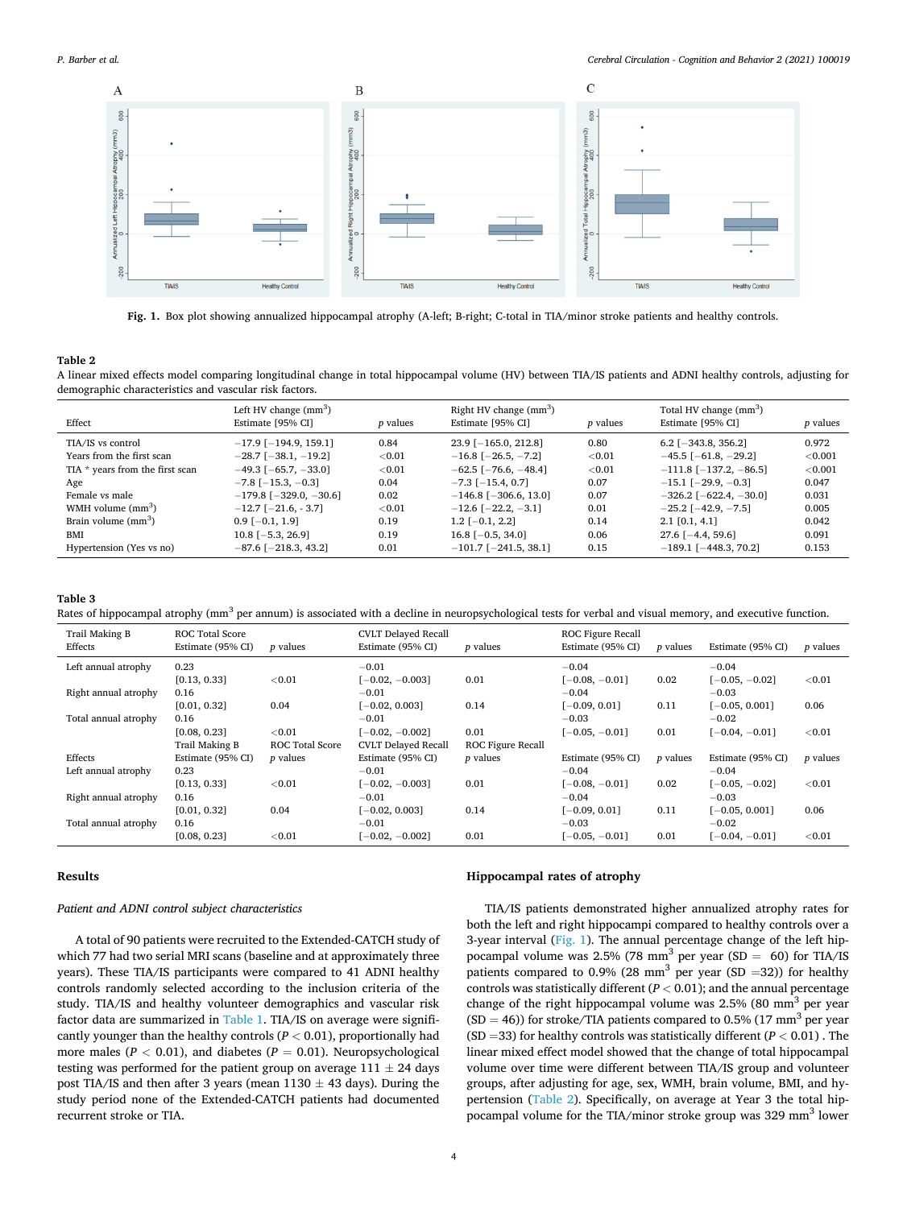Fig. 1. Box plot showing annualized hippocampal atrophy (A-left; B-right; C-total in TIA/minor stroke patients and healthy controls.

**Table 2**
A linear mixed effects model comparing longitudinal change in total hippocampal volume (HV) between TIA/IS patients and ADNI healthy controls, adjusting for demographic characteristics and vascular risk factors.

| Effect | Left HV change (mm$^3$) Estimate [95% CI] | p values | Right HV change (mm$^3$) Estimate [95% CI] | p values | Total HV change (mm$^3$) Estimate [95% CI] | p values |
|---|---|---|---|---|---|---|
| TIA/IS vs control | −17.9 [−194.9, 159.1] | 0.84 | 23.9 [−165.0, 212.8] | 0.80 | 6.2 [−343.8, 356.2] | 0.972 |
| Years from the first scan | −28.7 [−38.1, −19.2] | <0.01 | −16.8 [−26.5, −7.2] | <0.01 | −45.5 [−61.8, −29.2] | <0.001 |
| TIA * years from the first scan | −49.3 [−65.7, −33.0] | <0.01 | −62.5 [−76.6, −48.4] | <0.01 | −111.8 [−137.2, −86.5] | <0.001 |
| Age | −7.8 [−15.3, −0.3] | 0.04 | −7.3 [−15.4, 0.7] | 0.07 | −15.1 [−29.9, −0.3] | 0.047 |
| Female vs male | −179.8 [−329.0, −30.6] | 0.02 | −146.8 [−306.6, 13.0] | 0.07 | −326.2 [−622.4, −30.0] | 0.031 |
| WMH volume (mm$^3$) | −12.7 [−21.6, - 3.7] | <0.01 | −12.6 [−22.2, −3.1] | 0.01 | −25.2 [−42.9, −7.5] | 0.005 |
| Brain volume (mm$^3$) | 0.9 [−0.1, 1.9] | 0.19 | 1.2 [−0.1, 2.2] | 0.14 | 2.1 [0.1, 4.1] | 0.042 |
| BMI | 10.8 [−5.3, 26.9] | 0.19 | 16.8 [−0.5, 34.0] | 0.06 | 27.6 [−4.4, 59.6] | 0.091 |
| Hypertension (Yes vs no) | −87.6 [−218.3, 43.2] | 0.01 | −101.7 [−241.5, 38.1] | 0.15 | −189.1 [−448.3, 70.2] | 0.153 |

**Table 3**
Rates of hippocampal atrophy (mm$^3$ per annum) is associated with a decline in neuropsychological tests for verbal and visual memory, and executive function.

| Trail Making B | ROC Total Score | | CVLT Delayed Recall | | ROC Figure Recall | | | |
|---|---|---|---|---|---|---|---|---|
| Effects | Estimate (95% CI) | p values | Estimate (95% CI) | p values | Estimate (95% CI) | p values | Estimate (95% CI) | p values |
| Left annual atrophy | 0.23 [0.13, 0.33] | <0.01 | −0.01 [−0.02, −0.003] | 0.01 | −0.04 [−0.08, −0.01] | 0.02 | −0.04 [−0.05, −0.02] | <0.01 |
| Right annual atrophy | 0.16 [0.01, 0.32] | 0.04 | −0.01 [−0.02, 0.003] | 0.14 | −0.04 [−0.09, 0.01] | 0.11 | −0.03 [−0.05, 0.001] | 0.06 |
| Total annual atrophy | 0.16 [0.08, 0.23] | <0.01 | −0.01 [−0.02, −0.002] | 0.01 | −0.03 [−0.05, −0.01] | 0.01 | −0.02 [−0.04, −0.01] | <0.01 |
| | Trail Making B | ROC Total Score | CVLT Delayed Recall | ROC Figure Recall | | | | |
| Effects | Estimate (95% CI) | p values | Estimate (95% CI) | p values | Estimate (95% CI) | p values | Estimate (95% CI) | p values |
| Left annual atrophy | 0.23 [0.13, 0.33] | <0.01 | −0.01 [−0.02, −0.003] | 0.01 | −0.04 [−0.08, −0.01] | 0.02 | −0.04 [−0.05, −0.02] | <0.01 |
| Right annual atrophy | 0.16 [0.01, 0.32] | 0.04 | −0.01 [−0.02, 0.003] | 0.14 | −0.04 [−0.09, 0.01] | 0.11 | −0.03 [−0.05, 0.001] | 0.06 |
| Total annual atrophy | 0.16 [0.08, 0.23] | <0.01 | −0.01 [−0.02, −0.002] | 0.01 | −0.03 [−0.05, −0.01] | 0.01 | −0.02 [−0.04, −0.01] | <0.01 |

## Results

### *Patient and ADNI control subject characteristics*

A total of 90 patients were recruited to the Extended-CATCH study of which 77 had two serial MRI scans (baseline and at approximately three years). These TIA/IS participants were compared to 41 ADNI healthy controls randomly selected according to the inclusion criteria of the study. TIA/IS and healthy volunteer demographics and vascular risk factor data are summarized in Table 1. TIA/IS on average were significantly younger than the healthy controls ($P < 0.01$), proportionally had more males ($P < 0.01$), and diabetes ($P = 0.01$). Neuropsychological testing was performed for the patient group on average 111 ± 24 days post TIA/IS and then after 3 years (mean 1130 ± 43 days). During the study period none of the Extended-CATCH patients had documented recurrent stroke or TIA.

### Hippocampal rates of atrophy

TIA/IS patients demonstrated higher annualized atrophy rates for both the left and right hippocampi compared to healthy controls over a 3-year interval (Fig. 1). The annual percentage change of the left hippocampal volume was 2.5% (78 mm$^3$ per year (SD = 60) for TIA/IS patients compared to 0.9% (28 mm$^3$ per year (SD =32)) for healthy controls was statistically different ($P < 0.01$); and the annual percentage change of the right hippocampal volume was 2.5% (80 mm$^3$ per year (SD = 46)) for stroke/TIA patients compared to 0.5% (17 mm$^3$ per year (SD =33) for healthy controls was statistically different ($P < 0.01$) . The linear mixed effect model showed that the change of total hippocampal volume over time were different between TIA/IS group and volunteer groups, after adjusting for age, sex, WMH, brain volume, BMI, and hypertension (Table 2). Specifically, on average at Year 3 the total hippocampal volume for the TIA/minor stroke group was 329 mm$^3$ lower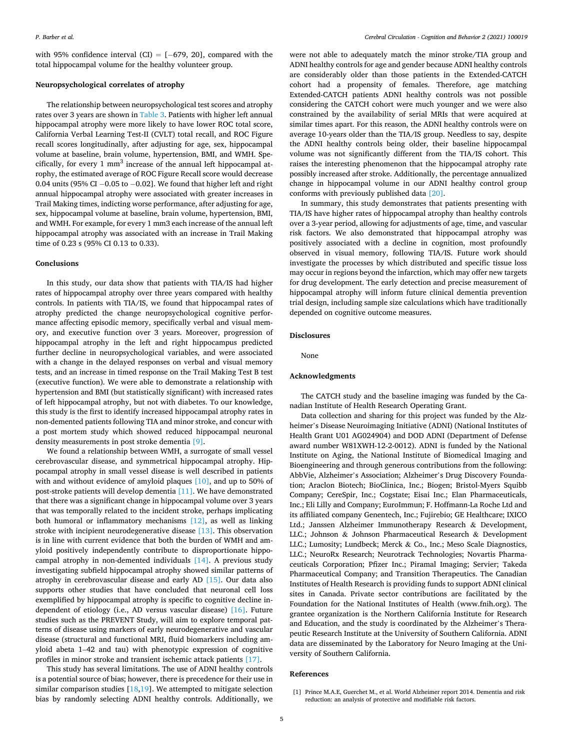with 95% confidence interval (CI) = [−679, 20], compared with the total hippocampal volume for the healthy volunteer group.

### Neuropsychological correlates of atrophy

The relationship between neuropsychological test scores and atrophy rates over 3 years are shown in Table 3. Patients with higher left annual hippocampal atrophy were more likely to have lower ROC total score, California Verbal Learning Test-II (CVLT) total recall, and ROC Figure recall scores longitudinally, after adjusting for age, sex, hippocampal volume at baseline, brain volume, hypertension, BMI, and WMH. Specifically, for every 1 $mm^3$ increase of the annual left hippocampal atrophy, the estimated average of ROC Figure Recall score would decrease 0.04 units (95% CI −0.05 to −0.02]. We found that higher left and right annual hippocampal atrophy were associated with greater increases in Trail Making times, indicting worse performance, after adjusting for age, sex, hippocampal volume at baseline, brain volume, hypertension, BMI, and WMH. For example, for every 1 mm3 each increase of the annual left hippocampal atrophy was associated with an increase in Trail Making time of 0.23 s (95% CI 0.13 to 0.33).

## Conclusions

In this study, our data show that patients with TIA/IS had higher rates of hippocampal atrophy over three years compared with healthy controls. In patients with TIA/IS, we found that hippocampal rates of atrophy predicted the change neuropsychological cognitive performance affecting episodic memory, specifically verbal and visual memory, and executive function over 3 years. Moreover, progression of hippocampal atrophy in the left and right hippocampus predicted further decline in neuropsychological variables, and were associated with a change in the delayed responses on verbal and visual memory tests, and an increase in timed response on the Trail Making Test B test (executive function). We were able to demonstrate a relationship with hypertension and BMI (but statistically significant) with increased rates of left hippocampal atrophy, but not with diabetes. To our knowledge, this study is the first to identify increased hippocampal atrophy rates in non-demented patients following TIA and minor stroke, and concur with a post mortem study which showed reduced hippocampal neuronal density measurements in post stroke dementia [9].

We found a relationship between WMH, a surrogate of small vessel cerebrovascular disease, and symmetrical hippocampal atrophy. Hippocampal atrophy in small vessel disease is well described in patients with and without evidence of amyloid plaques [10], and up to 50% of post-stroke patients will develop dementia [11]. We have demonstrated that there was a significant change in hippocampal volume over 3 years that was temporally related to the incident stroke, perhaps implicating both humoral or inflammatory mechanisms [12], as well as linking stroke with incipient neurodegenerative disease [13]. This observation is in line with current evidence that both the burden of WMH and amyloid positively independently contribute to disproportionate hippocampal atrophy in non-demented individuals [14]. A previous study investigating subfield hippocampal atrophy showed similar patterns of atrophy in cerebrovascular disease and early AD [15]. Our data also supports other studies that have concluded that neuronal cell loss exemplified by hippocampal atrophy is specific to cognitive decline independent of etiology (i.e., AD versus vascular disease) [16]. Future studies such as the PREVENT Study, will aim to explore temporal patterns of disease using markers of early neurodegenerative and vascular disease (structural and functional MRI, fluid biomarkers including amyloid abeta 1–42 and tau) with phenotypic expression of cognitive profiles in minor stroke and transient ischemic attack patients [17].

This study has several limitations. The use of ADNI healthy controls is a potential source of bias; however, there is precedence for their use in similar comparison studies [18,19]. We attempted to mitigate selection bias by randomly selecting ADNI healthy controls. Additionally, we were not able to adequately match the minor stroke/TIA group and ADNI healthy controls for age and gender because ADNI healthy controls are considerably older than those patients in the Extended-CATCH cohort had a propensity of females. Therefore, age matching Extended-CATCH patients ADNI healthy controls was not possible considering the CATCH cohort were much younger and we were also constrained by the availability of serial MRIs that were acquired at similar times apart. For this reason, the ADNI healthy controls were on average 10-years older than the TIA/IS group. Needless to say, despite the ADNI healthy controls being older, their baseline hippocampal volume was not significantly different from the TIA/IS cohort. This raises the interesting phenomenon that the hippocampal atrophy rate possibly increased after stroke. Additionally, the percentage annualized change in hippocampal volume in our ADNI healthy control group conforms with previously published data [20].

In summary, this study demonstrates that patients presenting with TIA/IS have higher rates of hippocampal atrophy than healthy controls over a 3-year period, allowing for adjustments of age, time, and vascular risk factors. We also demonstrated that hippocampal atrophy was positively associated with a decline in cognition, most profoundly observed in visual memory, following TIA/IS. Future work should investigate the processes by which distributed and specific tissue loss may occur in regions beyond the infarction, which may offer new targets for drug development. The early detection and precise measurement of hippocampal atrophy will inform future clinical dementia prevention trial design, including sample size calculations which have traditionally depended on cognitive outcome measures.

## Disclosures

None

## Acknowledgments

The CATCH study and the baseline imaging was funded by the Canadian Institute of Health Research Operating Grant.

Data collection and sharing for this project was funded by the Alzheimer's Disease Neuroimaging Initiative (ADNI) (National Institutes of Health Grant U01 AG024904) and DOD ADNI (Department of Defense award number W81XWH-12-2-0012). ADNI is funded by the National Institute on Aging, the National Institute of Biomedical Imaging and Bioengineering and through generous contributions from the following: AbbVie, Alzheimer's Association; Alzheimer's Drug Discovery Foundation; Araclon Biotech; BioClinica, Inc.; Biogen; Bristol-Myers Squibb Company; CereSpir, Inc.; Cogstate; Eisai Inc.; Elan Pharmaceuticals, Inc.; Eli Lilly and Company; EuroImmun; F. Hoffmann-La Roche Ltd and its affiliated company Genentech, Inc.; Fujirebio; GE Healthcare; IXICO Ltd.; Janssen Alzheimer Immunotherapy Research & Development, LLC.; Johnson & Johnson Pharmaceutical Research & Development LLC.; Lumosity; Lundbeck; Merck & Co., Inc.; Meso Scale Diagnostics, LLC.; NeuroRx Research; Neurotrack Technologies; Novartis Pharmaceuticals Corporation; Pfizer Inc.; Piramal Imaging; Servier; Takeda Pharmaceutical Company; and Transition Therapeutics. The Canadian Institutes of Health Research is providing funds to support ADNI clinical sites in Canada. Private sector contributions are facilitated by the Foundation for the National Institutes of Health (www.fnih.org). The grantee organization is the Northern California Institute for Research and Education, and the study is coordinated by the Alzheimer's Therapeutic Research Institute at the University of Southern California. ADNI data are disseminated by the Laboratory for Neuro Imaging at the University of Southern California.

## References

[1] Prince M.A.E, Guerchet M., et al. World Alzheimer report 2014. Dementia and risk reduction: an analysis of protective and modifiable risk factors.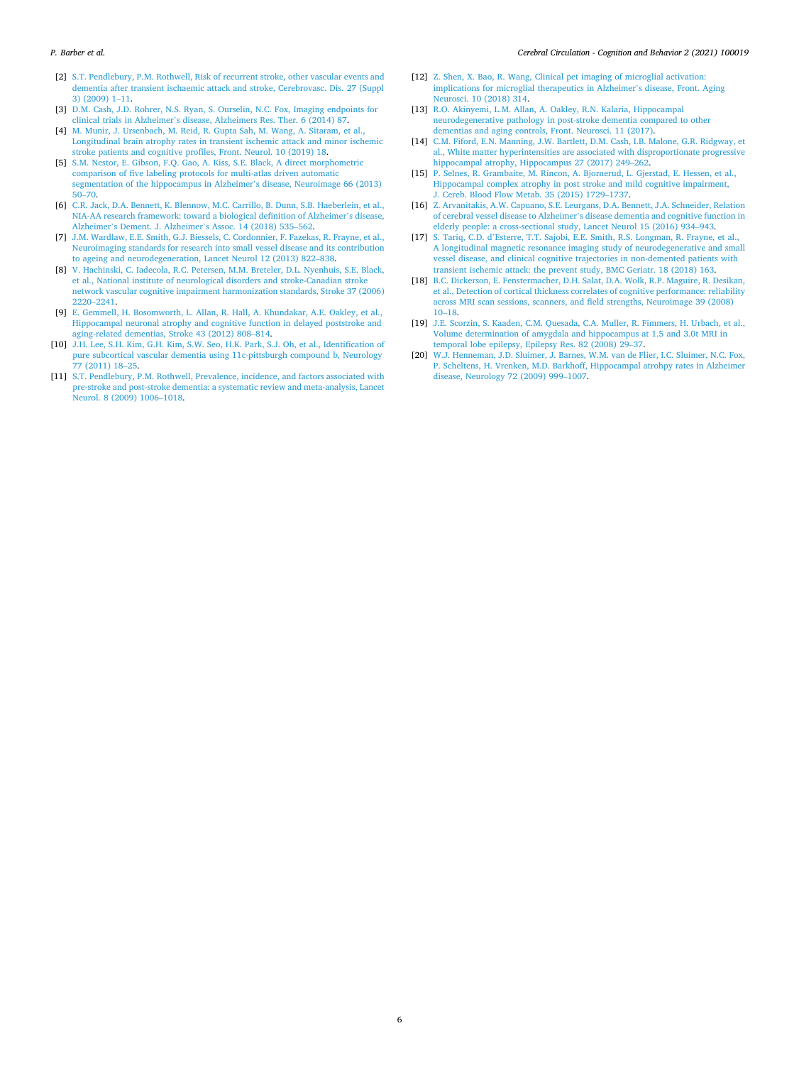[2] S.T. Pendlebury, P.M. Rothwell, Risk of recurrent stroke, other vascular events and dementia after transient ischaemic attack and stroke, Cerebrovasc. Dis. 27 (Suppl 3) (2009) 1–11.

[3] D.M. Cash, J.D. Rohrer, N.S. Ryan, S. Ourselin, N.C. Fox, Imaging endpoints for clinical trials in Alzheimer's disease, Alzheimers Res. Ther. 6 (2014) 87.

[4] M. Munir, J. Ursenbach, M. Reid, R. Gupta Sah, M. Wang, A. Sitaram, et al., Longitudinal brain atrophy rates in transient ischemic attack and minor ischemic stroke patients and cognitive profiles, Front. Neurol. 10 (2019) 18.

[5] S.M. Nestor, E. Gibson, F.Q. Gao, A. Kiss, S.E. Black, A direct morphometric comparison of five labeling protocols for multi-atlas driven automatic segmentation of the hippocampus in Alzheimer's disease, Neuroimage 66 (2013) 50–70.

[6] C.R. Jack, D.A. Bennett, K. Blennow, M.C. Carrillo, B. Dunn, S.B. Haeberlein, et al., NIA-AA research framework: toward a biological definition of Alzheimer's disease, Alzheimer's Dement. J. Alzheimer's Assoc. 14 (2018) 535–562.

[7] J.M. Wardlaw, E.E. Smith, G.J. Biessels, C. Cordonnier, F. Fazekas, R. Frayne, et al., Neuroimaging standards for research into small vessel disease and its contribution to ageing and neurodegeneration, Lancet Neurol 12 (2013) 822–838.

[8] V. Hachinski, C. Iadecola, R.C. Petersen, M.M. Breteler, D.L. Nyenhuis, S.E. Black, et al., National institute of neurological disorders and stroke-Canadian stroke network vascular cognitive impairment harmonization standards, Stroke 37 (2006) 2220–2241.

[9] E. Gemmell, H. Bosomworth, L. Allan, R. Hall, A. Khundakar, A.E. Oakley, et al., Hippocampal neuronal atrophy and cognitive function in delayed poststroke and aging-related dementias, Stroke 43 (2012) 808–814.

[10] J.H. Lee, S.H. Kim, G.H. Kim, S.W. Seo, H.K. Park, S.J. Oh, et al., Identification of pure subcortical vascular dementia using 11c-pittsburgh compound b, Neurology 77 (2011) 18–25.

[11] S.T. Pendlebury, P.M. Rothwell, Prevalence, incidence, and factors associated with pre-stroke and post-stroke dementia: a systematic review and meta-analysis, Lancet Neurol. 8 (2009) 1006–1018.

[12] Z. Shen, X. Bao, R. Wang, Clinical pet imaging of microglial activation: implications for microglial therapeutics in Alzheimer's disease, Front. Aging Neurosci. 10 (2018) 314.

[13] R.O. Akinyemi, L.M. Allan, A. Oakley, R.N. Kalaria, Hippocampal neurodegenerative pathology in post-stroke dementia compared to other dementias and aging controls, Front. Neurosci. 11 (2017).

[14] C.M. Fiford, E.N. Manning, J.W. Bartlett, D.M. Cash, I.B. Malone, G.R. Ridgway, et al., White matter hyperintensities are associated with disproportionate progressive hippocampal atrophy, Hippocampus 27 (2017) 249–262.

[15] P. Selnes, R. Grambaite, M. Rincon, A. Bjornerud, L. Gjerstad, E. Hessen, et al., Hippocampal complex atrophy in post stroke and mild cognitive impairment, J. Cereb. Blood Flow Metab. 35 (2015) 1729–1737.

[16] Z. Arvanitakis, A.W. Capuano, S.E. Leurgans, D.A. Bennett, J.A. Schneider, Relation of cerebral vessel disease to Alzheimer's disease dementia and cognitive function in elderly people: a cross-sectional study, Lancet Neurol 15 (2016) 934–943.

[17] S. Tariq, C.D. d'Esterre, T.T. Sajobi, E.E. Smith, R.S. Longman, R. Frayne, et al., A longitudinal magnetic resonance imaging study of neurodegenerative and small vessel disease, and clinical cognitive trajectories in non-demented patients with transient ischemic attack: the prevent study, BMC Geriatr. 18 (2018) 163.

[18] B.C. Dickerson, E. Fenstermacher, D.H. Salat, D.A. Wolk, R.P. Maguire, R. Desikan, et al., Detection of cortical thickness correlates of cognitive performance: reliability across MRI scan sessions, scanners, and field strengths, Neuroimage 39 (2008) 10–18.

[19] J.E. Scorzin, S. Kaaden, C.M. Quesada, C.A. Muller, R. Fimmers, H. Urbach, et al., Volume determination of amygdala and hippocampus at 1.5 and 3.0t MRI in temporal lobe epilepsy, Epilepsy Res. 82 (2008) 29–37.

[20] W.J. Henneman, J.D. Sluimer, J. Barnes, W.M. van de Flier, I.C. Sluimer, N.C. Fox, P. Scheltens, H. Vrenken, M.D. Barkhoff, Hippocampal atrohpy rates in Alzheimer disease, Neurology 72 (2009) 999–1007.